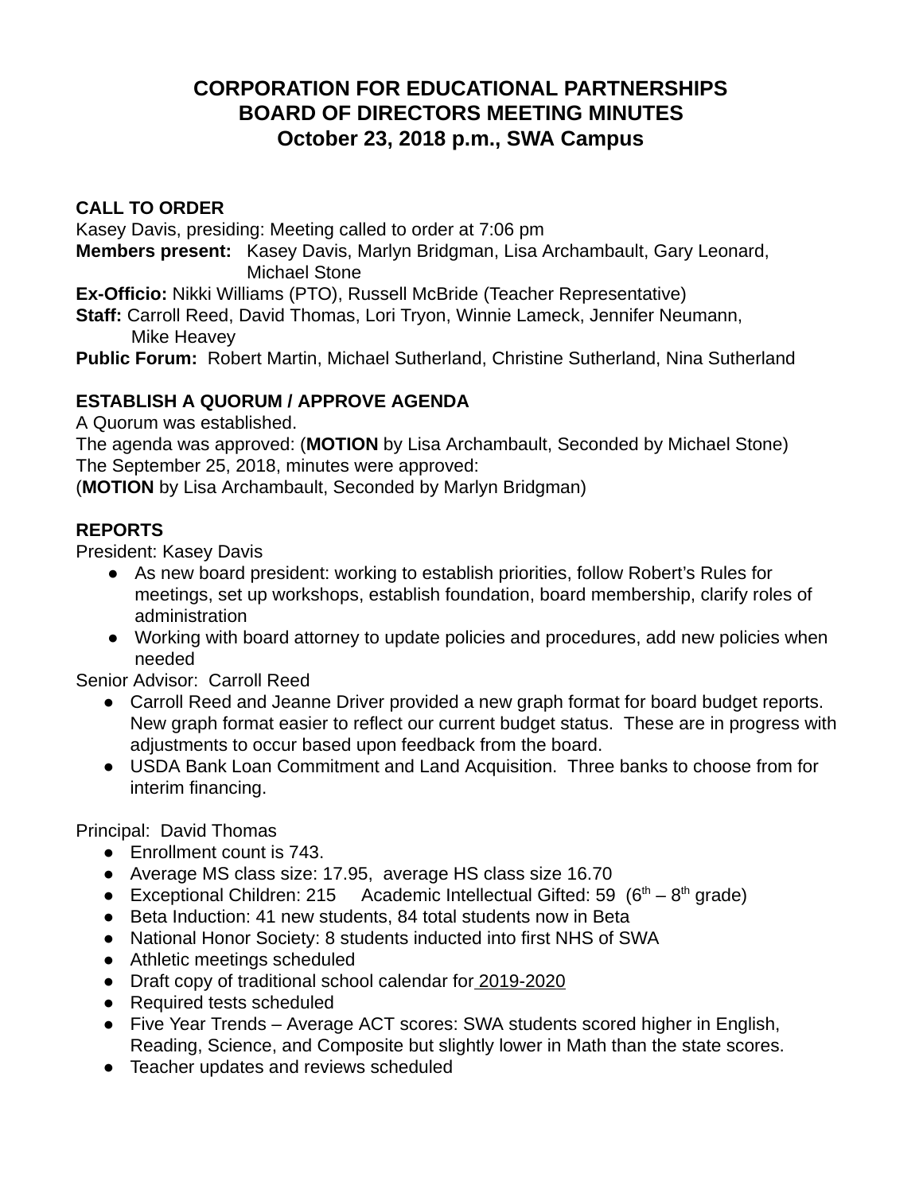# CORPORATION FOR EDUCATIONAL PARTNERSHIPS
# BOARD OF DIRECTORS MEETING MINUTES
# October 23, 2018 p.m., SWA Campus

**CALL TO ORDER**
Kasey Davis, presiding: Meeting called to order at 7:06 pm
**Members present:** Kasey Davis, Marlyn Bridgman, Lisa Archambault, Gary Leonard, Michael Stone
**Ex-Officio:** Nikki Williams (PTO), Russell McBride (Teacher Representative)
**Staff:** Carroll Reed, David Thomas, Lori Tryon, Winnie Lameck, Jennifer Neumann, Mike Heavey
**Public Forum:** Robert Martin, Michael Sutherland, Christine Sutherland, Nina Sutherland

**ESTABLISH A QUORUM / APPROVE AGENDA**
A Quorum was established.
The agenda was approved: (**MOTION** by Lisa Archambault, Seconded by Michael Stone)
The September 25, 2018, minutes were approved:
(**MOTION** by Lisa Archambault, Seconded by Marlyn Bridgman)

**REPORTS**
President: Kasey Davis

- As new board president: working to establish priorities, follow Robert's Rules for meetings, set up workshops, establish foundation, board membership, clarify roles of administration
- Working with board attorney to update policies and procedures, add new policies when needed

Senior Advisor: Carroll Reed

- Carroll Reed and Jeanne Driver provided a new graph format for board budget reports. New graph format easier to reflect our current budget status. These are in progress with adjustments to occur based upon feedback from the board.
- USDA Bank Loan Commitment and Land Acquisition. Three banks to choose from for interim financing.

Principal: David Thomas

- Enrollment count is 743.
- Average MS class size: 17.95, average HS class size 16.70
- Exceptional Children: 215 Academic Intellectual Gifted: 59 (6th – 8th grade)
- Beta Induction: 41 new students, 84 total students now in Beta
- National Honor Society: 8 students inducted into first NHS of SWA
- Athletic meetings scheduled
- Draft copy of traditional school calendar for 2019-2020
- Required tests scheduled
- Five Year Trends – Average ACT scores: SWA students scored higher in English, Reading, Science, and Composite but slightly lower in Math than the state scores.
- Teacher updates and reviews scheduled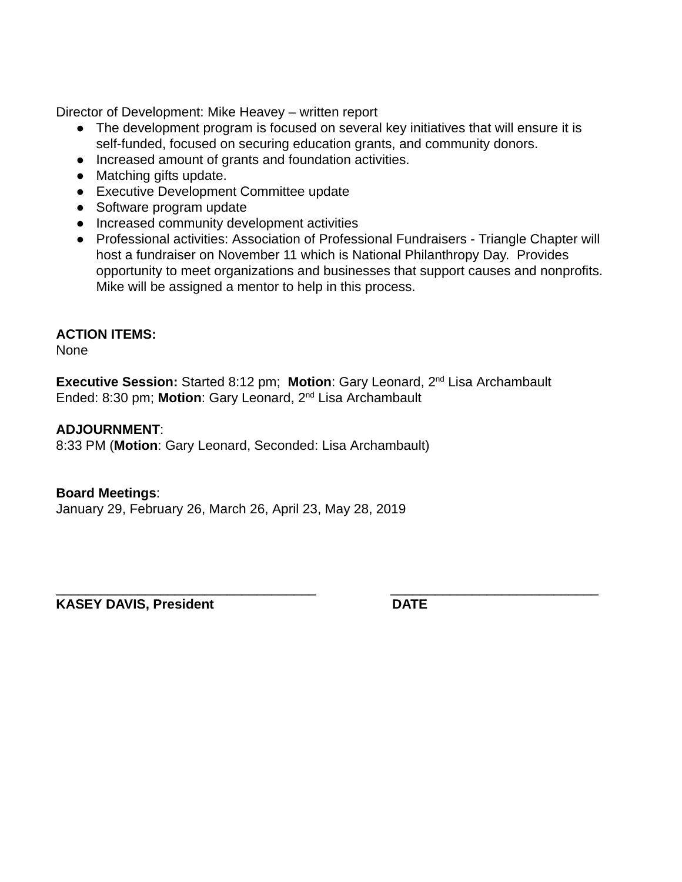Director of Development: Mike Heavey – written report

- The development program is focused on several key initiatives that will ensure it is self-funded, focused on securing education grants, and community donors.
- Increased amount of grants and foundation activities.
- Matching gifts update.
- Executive Development Committee update
- Software program update
- Increased community development activities
- Professional activities: Association of Professional Fundraisers - Triangle Chapter will host a fundraiser on November 11 which is National Philanthropy Day. Provides opportunity to meet organizations and businesses that support causes and nonprofits. Mike will be assigned a mentor to help in this process.

**ACTION ITEMS:**
None

**Executive Session:** Started 8:12 pm; **Motion**: Gary Leonard, 2nd Lisa Archambault
Ended: 8:30 pm; **Motion**: Gary Leonard, 2nd Lisa Archambault

**ADJOURNMENT**:
8:33 PM (**Motion**: Gary Leonard, Seconded: Lisa Archambault)

**Board Meetings**:
January 29, February 26, March 26, April 23, May 28, 2019

___________________________________ ___________________________

**KASEY DAVIS, President** **DATE**